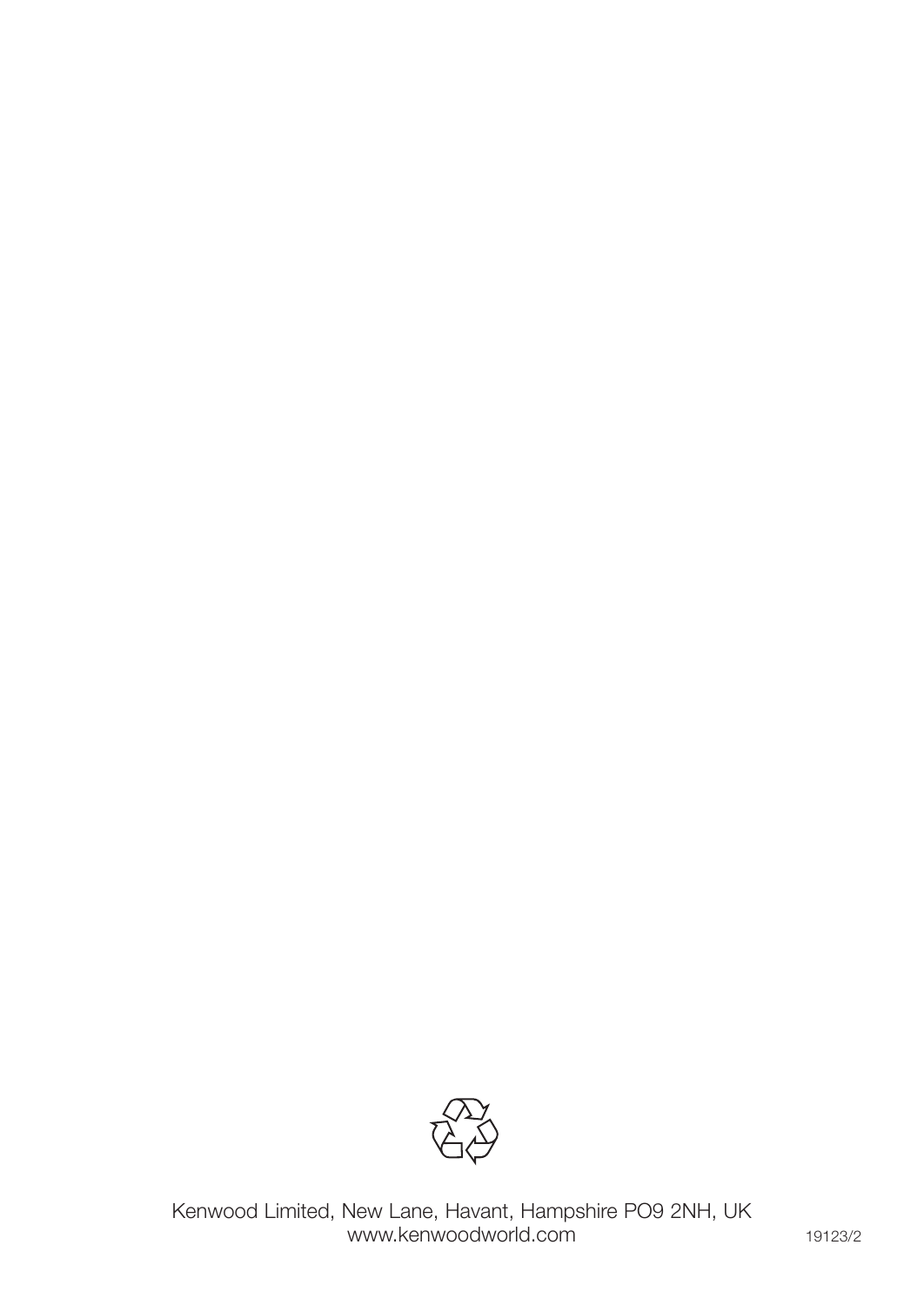Kenwood Limited, New Lane, Havant, Hampshire PO9 2NH, UK
www.kenwoodworld.com

19123/2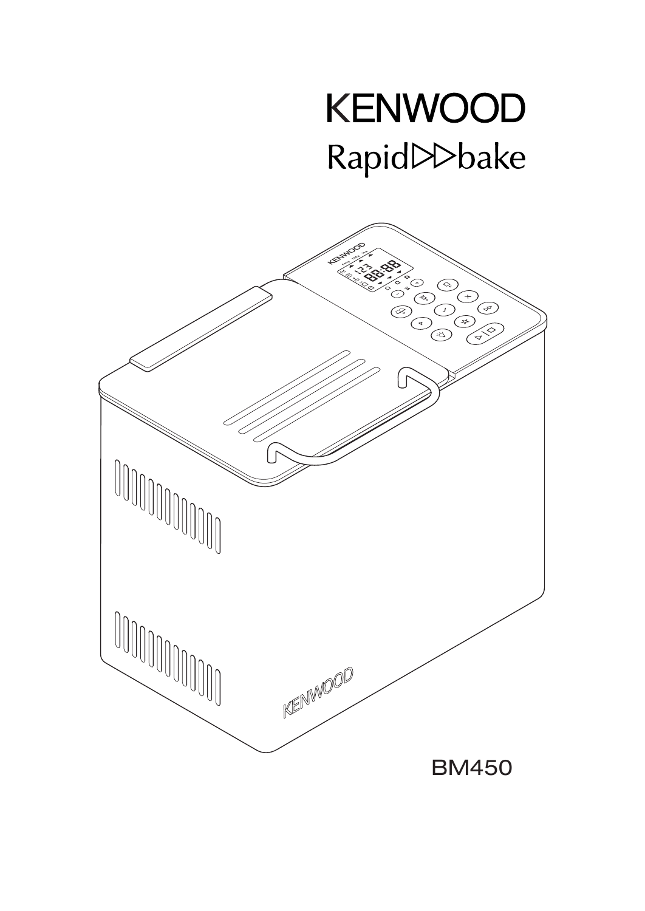# KENWOOD

## Rapid⊳⊳bake

BM450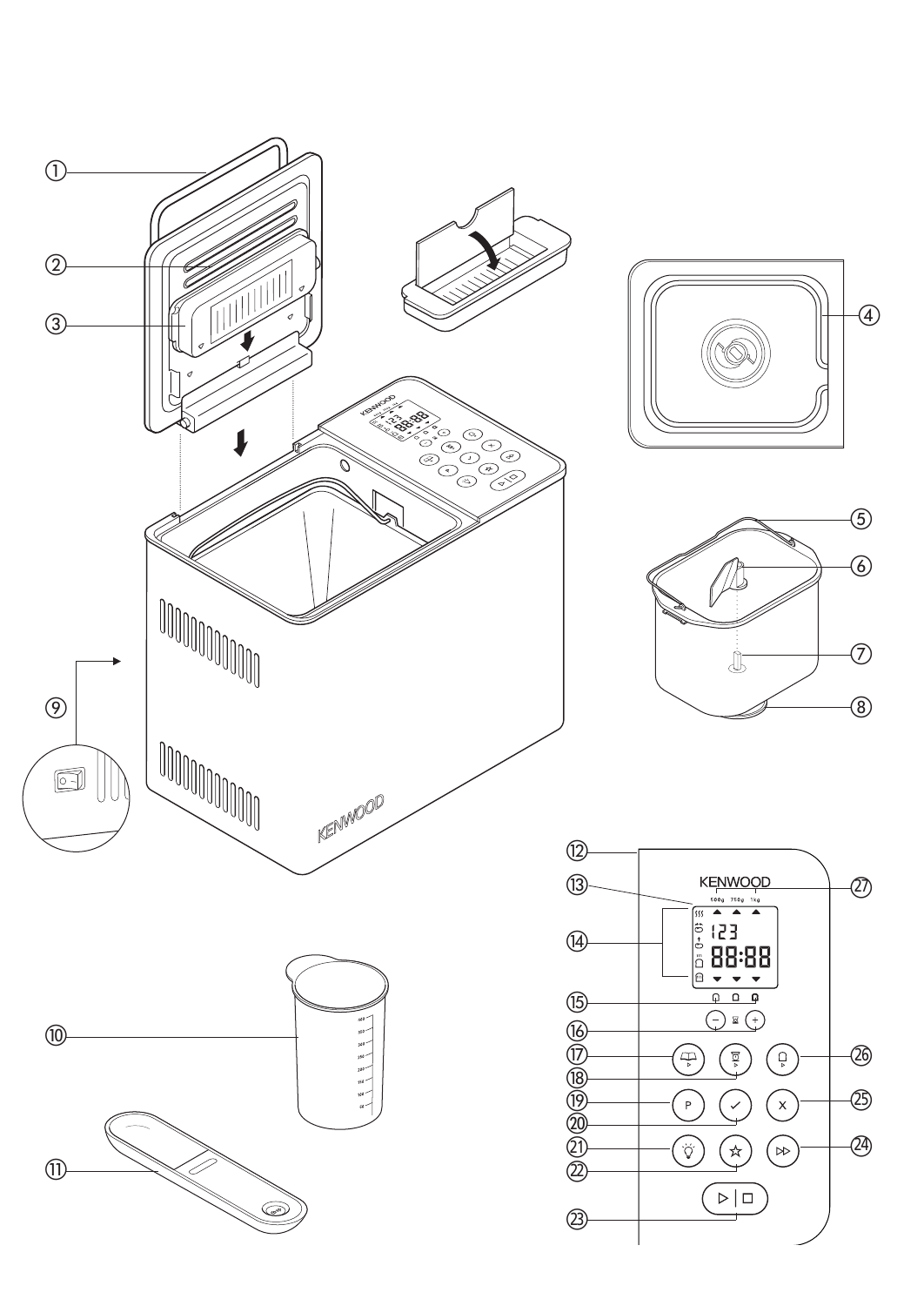1
2
3
4
5
6
7
8
9
10
11

KENWOOD

12
13
14
15
16
17
18
19
20
21
22
23
24
25
26
27

KENWOOD

500g 750g 1kg

123

88:88

P

X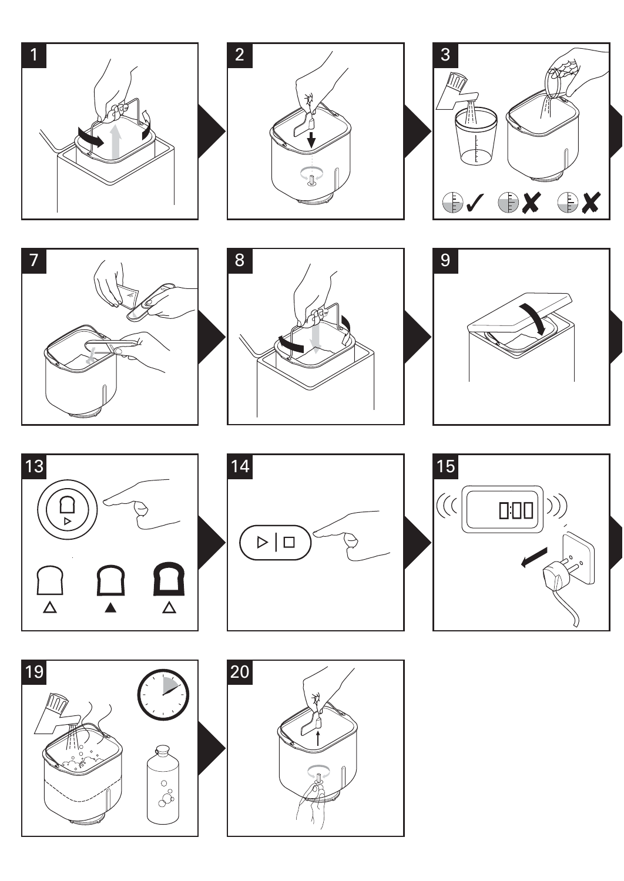1

2

3

7

8

9

13

14

15

0:00

19

20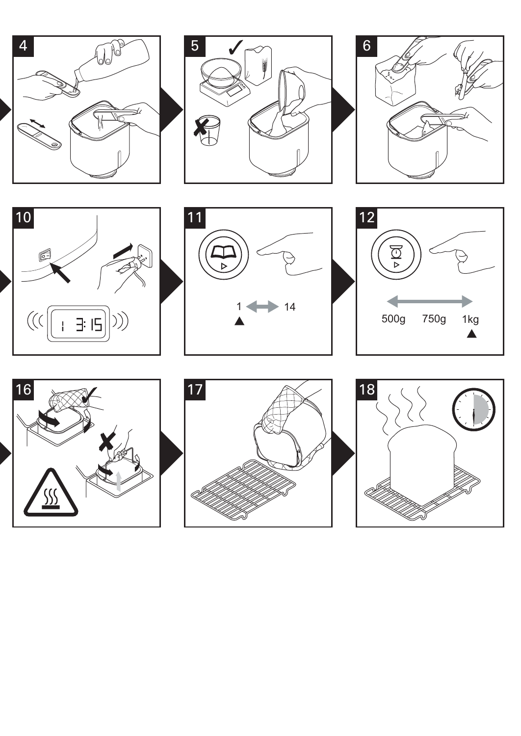4

5

6

10

1 3:15

11

1 ⟷ 14

12

500g 750g 1kg

16

17

18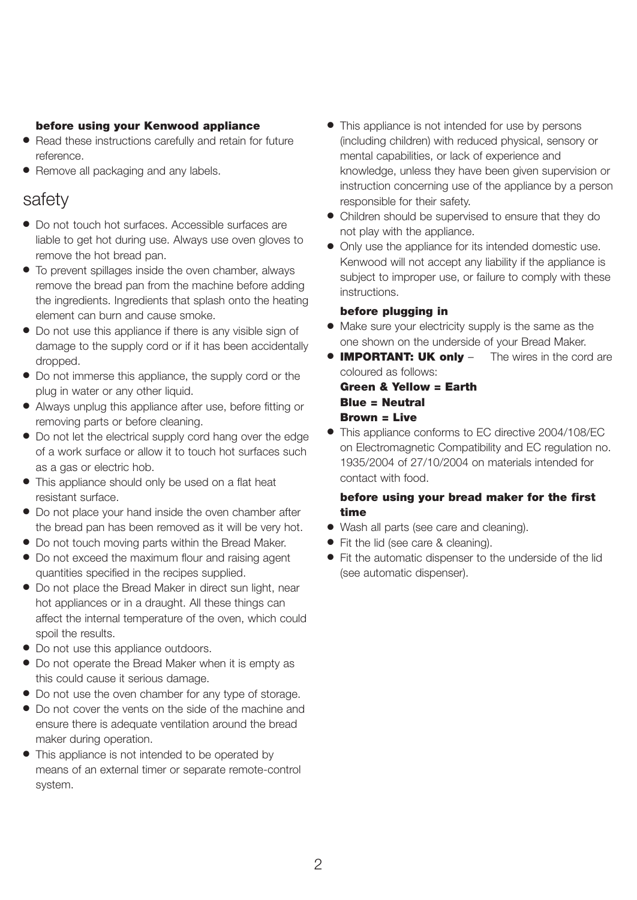**before using your Kenwood appliance**

- Read these instructions carefully and retain for future reference.
- Remove all packaging and any labels.

## safety

- Do not touch hot surfaces. Accessible surfaces are liable to get hot during use. Always use oven gloves to remove the hot bread pan.
- To prevent spillages inside the oven chamber, always remove the bread pan from the machine before adding the ingredients. Ingredients that splash onto the heating element can burn and cause smoke.
- Do not use this appliance if there is any visible sign of damage to the supply cord or if it has been accidentally dropped.
- Do not immerse this appliance, the supply cord or the plug in water or any other liquid.
- Always unplug this appliance after use, before fitting or removing parts or before cleaning.
- Do not let the electrical supply cord hang over the edge of a work surface or allow it to touch hot surfaces such as a gas or electric hob.
- This appliance should only be used on a flat heat resistant surface.
- Do not place your hand inside the oven chamber after the bread pan has been removed as it will be very hot.
- Do not touch moving parts within the Bread Maker.
- Do not exceed the maximum flour and raising agent quantities specified in the recipes supplied.
- Do not place the Bread Maker in direct sun light, near hot appliances or in a draught. All these things can affect the internal temperature of the oven, which could spoil the results.
- Do not use this appliance outdoors.
- Do not operate the Bread Maker when it is empty as this could cause it serious damage.
- Do not use the oven chamber for any type of storage.
- Do not cover the vents on the side of the machine and ensure there is adequate ventilation around the bread maker during operation.
- This appliance is not intended to be operated by means of an external timer or separate remote-control system.
- This appliance is not intended for use by persons (including children) with reduced physical, sensory or mental capabilities, or lack of experience and knowledge, unless they have been given supervision or instruction concerning use of the appliance by a person responsible for their safety.
- Children should be supervised to ensure that they do not play with the appliance.
- Only use the appliance for its intended domestic use. Kenwood will not accept any liability if the appliance is subject to improper use, or failure to comply with these instructions.

**before plugging in**

- Make sure your electricity supply is the same as the one shown on the underside of your Bread Maker.
- **IMPORTANT: UK only** – The wires in the cord are coloured as follows:
  **Green & Yellow = Earth**
  **Blue = Neutral**
  **Brown = Live**
- This appliance conforms to EC directive 2004/108/EC on Electromagnetic Compatibility and EC regulation no. 1935/2004 of 27/10/2004 on materials intended for contact with food.

**before using your bread maker for the first time**

- Wash all parts (see care and cleaning).
- Fit the lid (see care & cleaning).
- Fit the automatic dispenser to the underside of the lid (see automatic dispenser).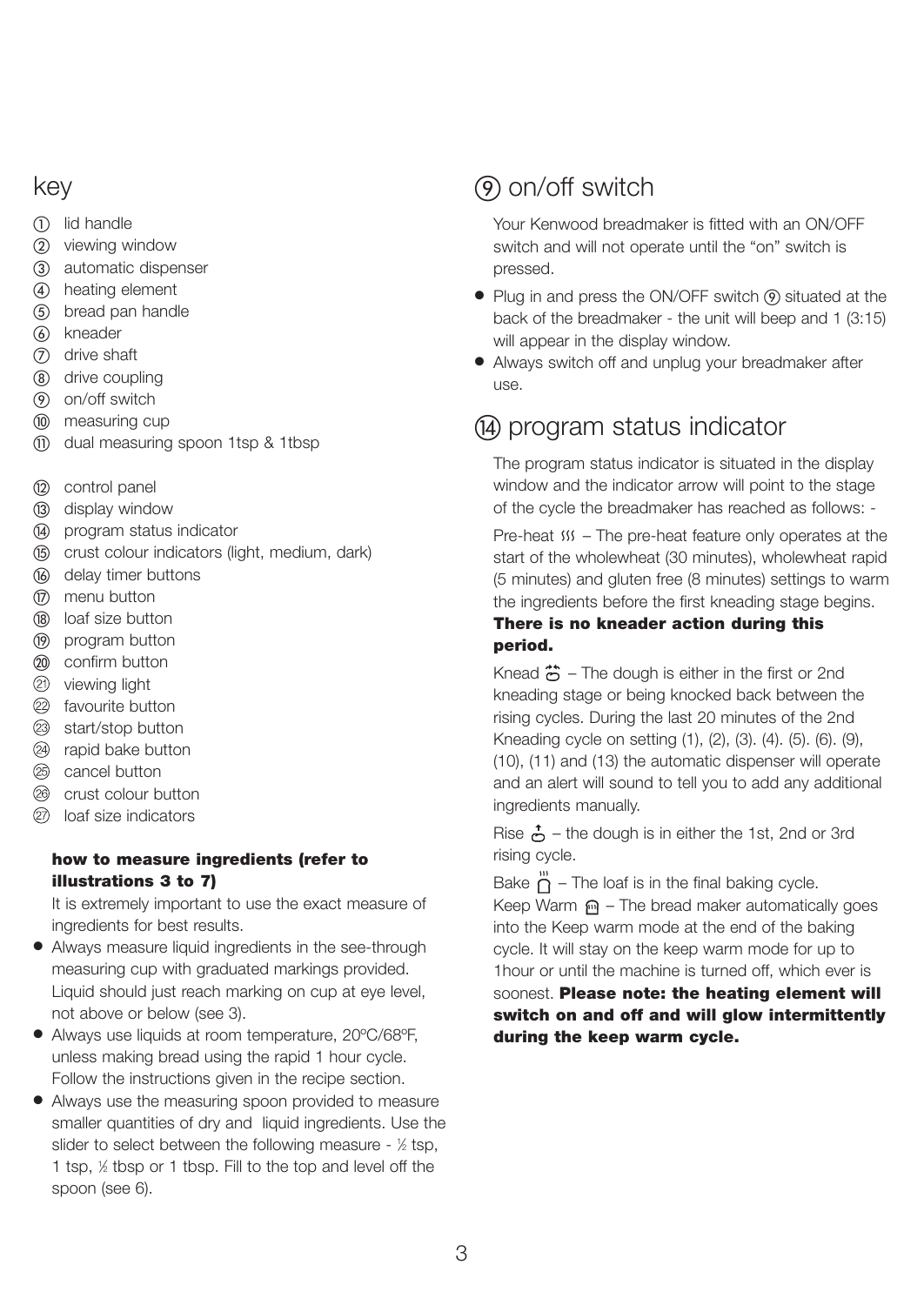## key

① lid handle
② viewing window
③ automatic dispenser
④ heating element
⑤ bread pan handle
⑥ kneader
⑦ drive shaft
⑧ drive coupling
⑨ on/off switch
⑩ measuring cup
⑪ dual measuring spoon 1tsp & 1tbsp

⑫ control panel
⑬ display window
⑭ program status indicator
⑮ crust colour indicators (light, medium, dark)
⑯ delay timer buttons
⑰ menu button
⑱ loaf size button
⑲ program button
⑳ confirm button
㉑ viewing light
㉒ favourite button
㉓ start/stop button
㉔ rapid bake button
㉕ cancel button
㉖ crust colour button
㉗ loaf size indicators

**how to measure ingredients (refer to illustrations 3 to 7)**

It is extremely important to use the exact measure of ingredients for best results.

- Always measure liquid ingredients in the see-through measuring cup with graduated markings provided. Liquid should just reach marking on cup at eye level, not above or below (see 3).
- Always use liquids at room temperature, 20ºC/68ºF, unless making bread using the rapid 1 hour cycle. Follow the instructions given in the recipe section.
- Always use the measuring spoon provided to measure smaller quantities of dry and liquid ingredients. Use the slider to select between the following measure - ½ tsp, 1 tsp, ½ tbsp or 1 tbsp. Fill to the top and level off the spoon (see 6).

## ⑨ on/off switch

Your Kenwood breadmaker is fitted with an ON/OFF switch and will not operate until the "on" switch is pressed.

- Plug in and press the ON/OFF switch ⑨ situated at the back of the breadmaker - the unit will beep and 1 (3:15) will appear in the display window.
- Always switch off and unplug your breadmaker after use.

## ⑭ program status indicator

The program status indicator is situated in the display window and the indicator arrow will point to the stage of the cycle the breadmaker has reached as follows: -

Pre-heat – The pre-heat feature only operates at the start of the wholewheat (30 minutes), wholewheat rapid (5 minutes) and gluten free (8 minutes) settings to warm the ingredients before the first kneading stage begins. **There is no kneader action during this period.**

Knead – The dough is either in the first or 2nd kneading stage or being knocked back between the rising cycles. During the last 20 minutes of the 2nd Kneading cycle on setting (1), (2), (3). (4). (5). (6). (9), (10), (11) and (13) the automatic dispenser will operate and an alert will sound to tell you to add any additional ingredients manually.

Rise – the dough is in either the 1st, 2nd or 3rd rising cycle.

Bake – The loaf is in the final baking cycle.

Keep Warm – The bread maker automatically goes into the Keep warm mode at the end of the baking cycle. It will stay on the keep warm mode for up to 1hour or until the machine is turned off, which ever is soonest. **Please note: the heating element will switch on and off and will glow intermittently during the keep warm cycle.**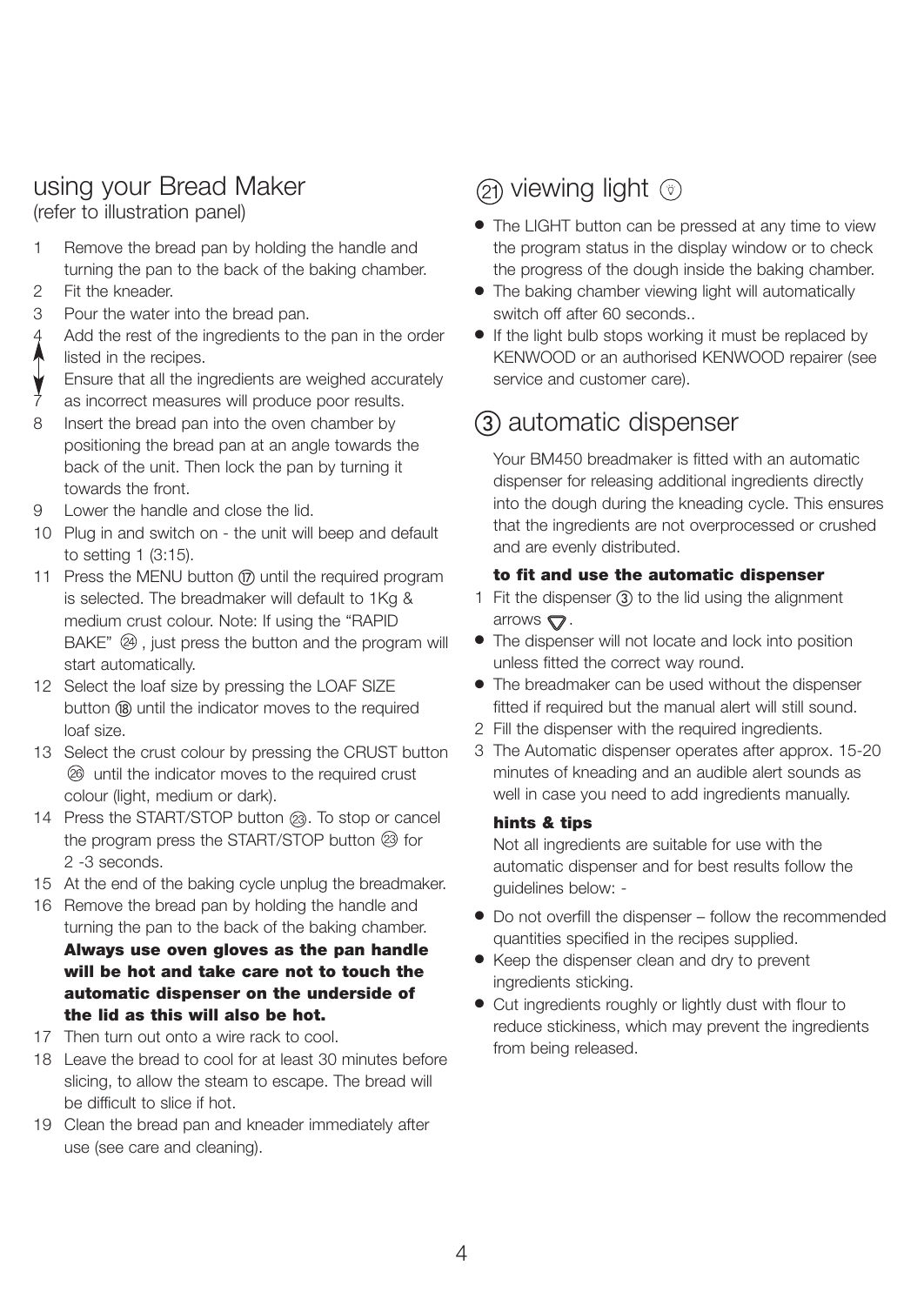## using your Bread Maker

(refer to illustration panel)

1. Remove the bread pan by holding the handle and turning the pan to the back of the baking chamber.
2. Fit the kneader.
3. Pour the water into the bread pan.
4. Add the rest of the ingredients to the pan in the order listed in the recipes.
   Ensure that all the ingredients are weighed accurately
7. as incorrect measures will produce poor results.
8. Insert the bread pan into the oven chamber by positioning the bread pan at an angle towards the back of the unit. Then lock the pan by turning it towards the front.
9. Lower the handle and close the lid.
10. Plug in and switch on - the unit will beep and default to setting 1 (3:15).
11. Press the MENU button ⑰ until the required program is selected. The breadmaker will default to 1Kg & medium crust colour. Note: If using the "RAPID BAKE" ㉔ , just press the button and the program will start automatically.
12. Select the loaf size by pressing the LOAF SIZE button ⑱ until the indicator moves to the required loaf size.
13. Select the crust colour by pressing the CRUST button ㉖ until the indicator moves to the required crust colour (light, medium or dark).
14. Press the START/STOP button ㉓. To stop or cancel the program press the START/STOP button ㉓ for 2 -3 seconds.
15. At the end of the baking cycle unplug the breadmaker.
16. Remove the bread pan by holding the handle and turning the pan to the back of the baking chamber. **Always use oven gloves as the pan handle will be hot and take care not to touch the automatic dispenser on the underside of the lid as this will also be hot.**
17. Then turn out onto a wire rack to cool.
18. Leave the bread to cool for at least 30 minutes before slicing, to allow the steam to escape. The bread will be difficult to slice if hot.
19. Clean the bread pan and kneader immediately after use (see care and cleaning).

## ㉑ viewing light

- The LIGHT button can be pressed at any time to view the program status in the display window or to check the progress of the dough inside the baking chamber.
- The baking chamber viewing light will automatically switch off after 60 seconds..
- If the light bulb stops working it must be replaced by KENWOOD or an authorised KENWOOD repairer (see service and customer care).

## ③ automatic dispenser

Your BM450 breadmaker is fitted with an automatic dispenser for releasing additional ingredients directly into the dough during the kneading cycle. This ensures that the ingredients are not overprocessed or crushed and are evenly distributed.

### to fit and use the automatic dispenser

1. Fit the dispenser ③ to the lid using the alignment arrows ▽.

- The dispenser will not locate and lock into position unless fitted the correct way round.
- The breadmaker can be used without the dispenser fitted if required but the manual alert will still sound.

2. Fill the dispenser with the required ingredients.
3. The Automatic dispenser operates after approx. 15-20 minutes of kneading and an audible alert sounds as well in case you need to add ingredients manually.

### hints & tips

Not all ingredients are suitable for use with the automatic dispenser and for best results follow the guidelines below: -

- Do not overfill the dispenser – follow the recommended quantities specified in the recipes supplied.
- Keep the dispenser clean and dry to prevent ingredients sticking.
- Cut ingredients roughly or lightly dust with flour to reduce stickiness, which may prevent the ingredients from being released.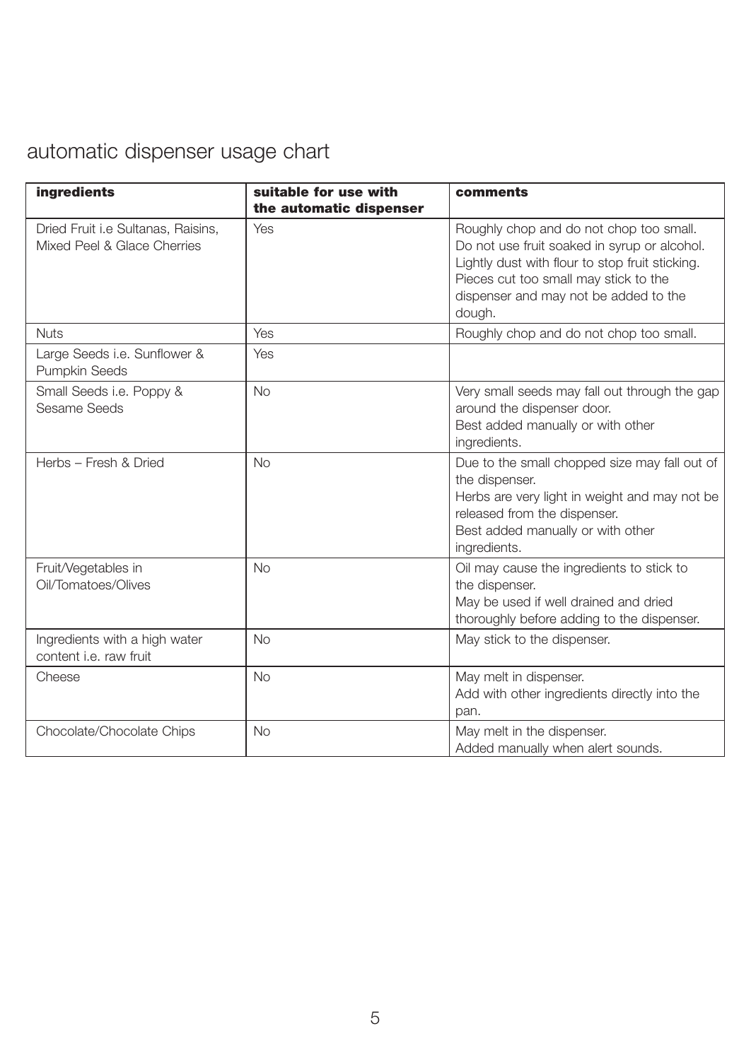# automatic dispenser usage chart

| ingredients | suitable for use with the automatic dispenser | comments |
|---|---|---|
| Dried Fruit i.e Sultanas, Raisins, Mixed Peel & Glace Cherries | Yes | Roughly chop and do not chop too small. Do not use fruit soaked in syrup or alcohol. Lightly dust with flour to stop fruit sticking. Pieces cut too small may stick to the dispenser and may not be added to the dough. |
| Nuts | Yes | Roughly chop and do not chop too small. |
| Large Seeds i.e. Sunflower & Pumpkin Seeds | Yes | |
| Small Seeds i.e. Poppy & Sesame Seeds | No | Very small seeds may fall out through the gap around the dispenser door. Best added manually or with other ingredients. |
| Herbs – Fresh & Dried | No | Due to the small chopped size may fall out of the dispenser. Herbs are very light in weight and may not be released from the dispenser. Best added manually or with other ingredients. |
| Fruit/Vegetables in Oil/Tomatoes/Olives | No | Oil may cause the ingredients to stick to the dispenser. May be used if well drained and dried thoroughly before adding to the dispenser. |
| Ingredients with a high water content i.e. raw fruit | No | May stick to the dispenser. |
| Cheese | No | May melt in dispenser. Add with other ingredients directly into the pan. |
| Chocolate/Chocolate Chips | No | May melt in the dispenser. Added manually when alert sounds. |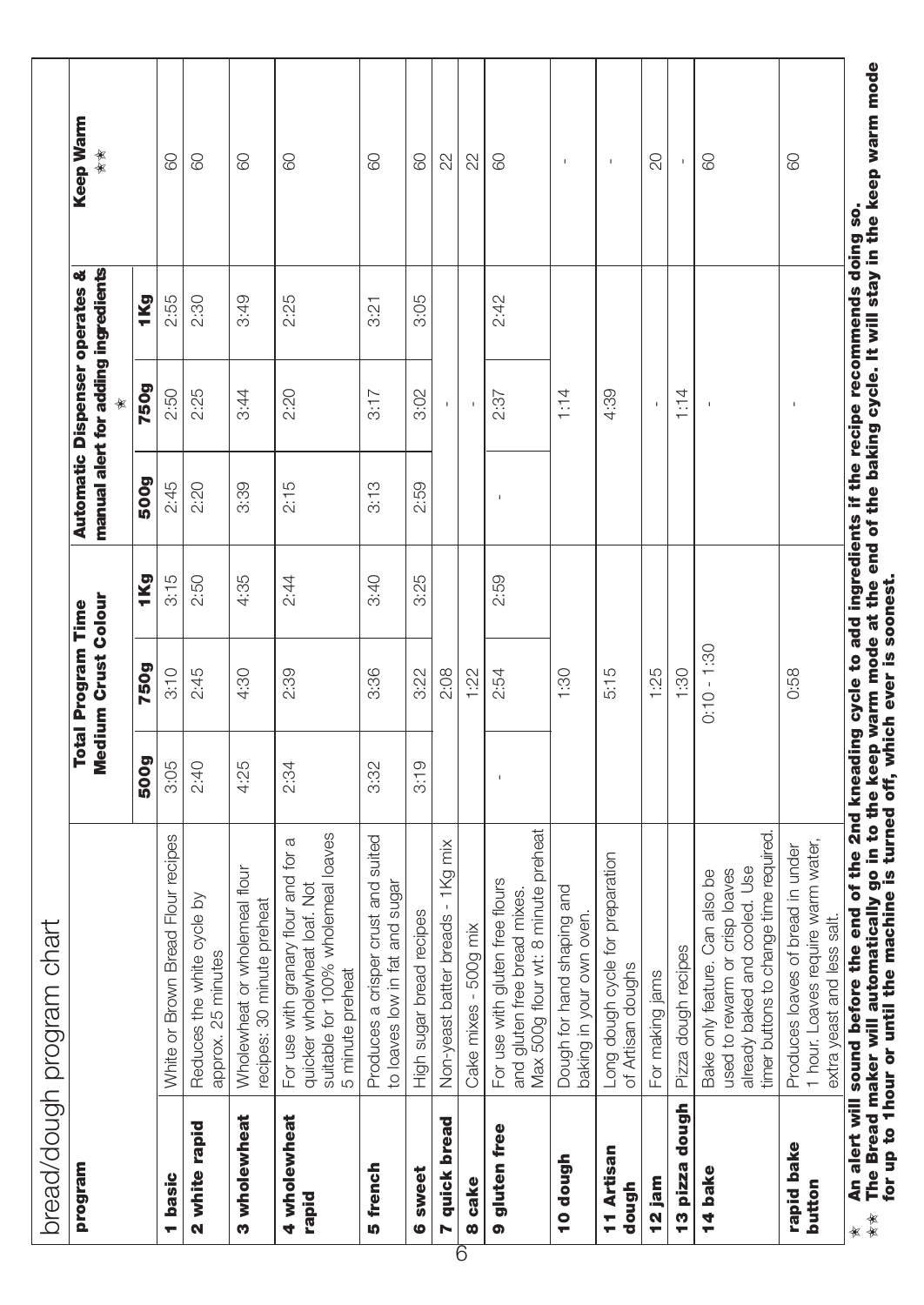# bread/dough program chart

| program | | Total Program Time Medium Crust Colour | | | Automatic Dispenser operates & manual alert for adding ingredients * | | | Keep Warm ** |
|---|---|---|---|---|---|---|---|---|
| | | 500g | 750g | 1Kg | 500g | 750g | 1Kg | |
| **1 basic** | White or Brown Bread Flour recipes | 3:05 | 3:10 | 3:15 | 2:45 | 2:50 | 2:55 | 60 |
| **2 white rapid** | Reduces the white cycle by approx. 25 minutes | 2:40 | 2:45 | 2:50 | 2:20 | 2:25 | 2:30 | 60 |
| **3 wholewheat** | Wholewheat or wholemeal flour recipes: 30 minute preheat | 4:25 | 4:30 | 4:35 | 3:39 | 3:44 | 3:49 | 60 |
| **4 wholewheat rapid** | For use with granary flour and for a quicker wholewheat loaf. Not suitable for 100% wholemeal loaves 5 minute preheat | 2:34 | 2:39 | 2:44 | 2:15 | 2:20 | 2:25 | 60 |
| **5 french** | Produces a crisper crust and suited to loaves low in fat and sugar | 3:32 | 3:36 | 3:40 | 3:13 | 3:17 | 3:21 | 60 |
| **6 sweet** | High sugar bread recipes | 3:19 | 3:22 | 3:25 | 2:59 | 3:02 | 3:05 | 60 |
| **7 quick bread** | Non-yeast batter breads - 1Kg mix | | 2:08 | | | - | | 22 |
| **8 cake** | Cake mixes - 500g mix | | 1:22 | | | - | | 22 |
| **9 gluten free** | For use with gluten free flours and gluten free bread mixes. Max 500g flour wt: 8 minute preheat | - | 2:54 | 2:59 | - | 2:37 | 2:42 | 60 |
| **10 dough** | Dough for hand shaping and baking in your own oven. | | 1:30 | | | 1:14 | | - |
| **11 Artisan dough** | Long dough cycle for preparation of Artisan doughs | | 5:15 | | | 4:39 | | - |
| **12 jam** | For making jams | | 1:25 | | | - | | 20 |
| **13 pizza dough** | Pizza dough recipes | | 1:30 | | | 1:14 | | - |
| **14 bake** | Bake only feature. Can also be used to rewarm or crisp loaves already baked and cooled. Use timer buttons to change time required. | | 0:10 - 1:30 | | | - | | 60 |
| **rapid bake button** | Produces loaves of bread in under 1 hour. Loaves require warm water, extra yeast and less salt. | | 0:58 | | | - | | 60 |

\* **An alert will sound before the end of the 2nd kneading cycle to add ingredients if the recipe recommends doing so.**

\*\* **The Bread maker will automatically go in to the keep warm mode at the end of the baking cycle. It will stay in the keep warm mode for up to 1hour or until the machine is turned off, which ever is soonest.**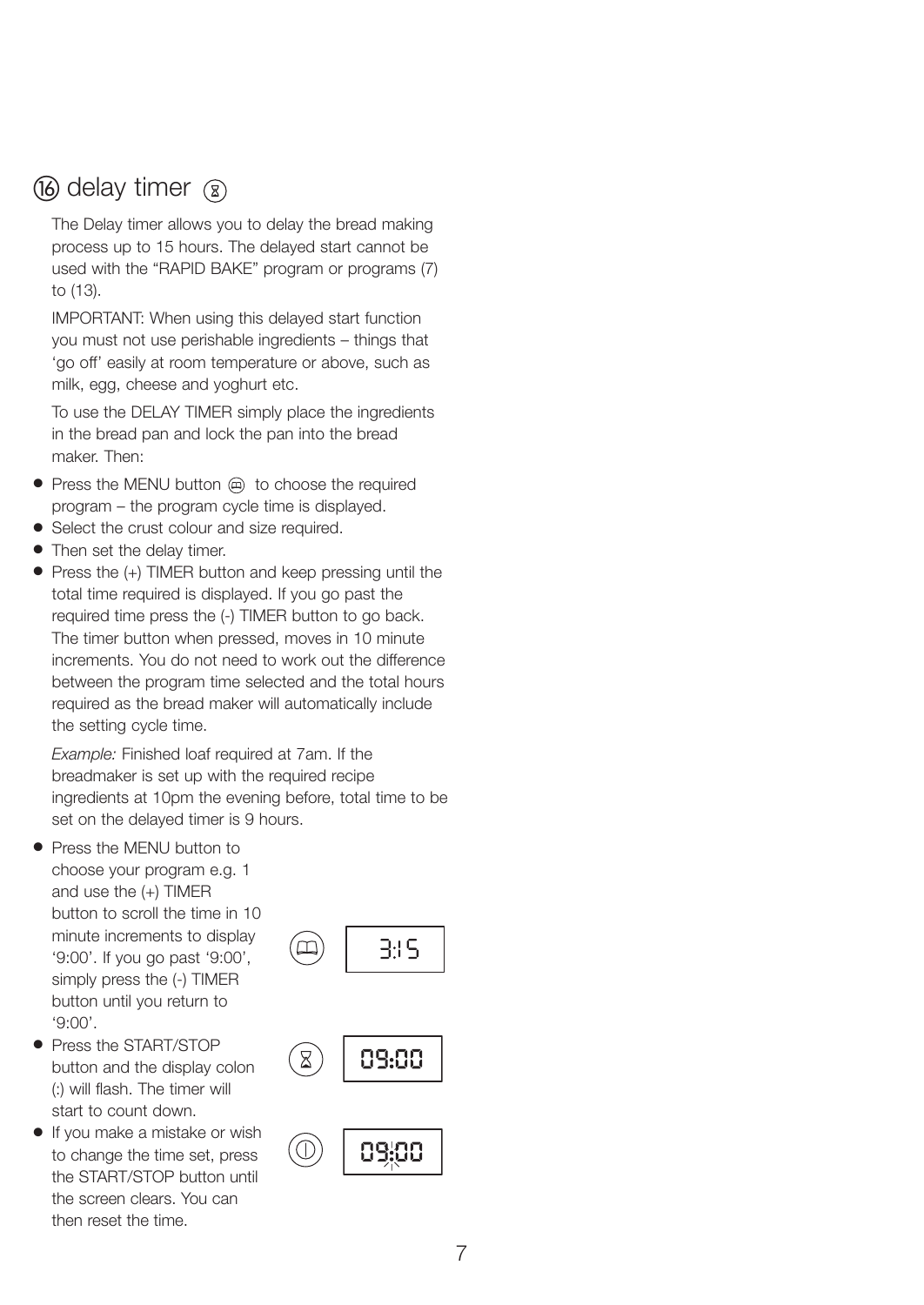## ⑯ delay timer

The Delay timer allows you to delay the bread making process up to 15 hours. The delayed start cannot be used with the "RAPID BAKE" program or programs (7) to (13).

IMPORTANT: When using this delayed start function you must not use perishable ingredients – things that 'go off' easily at room temperature or above, such as milk, egg, cheese and yoghurt etc.

To use the DELAY TIMER simply place the ingredients in the bread pan and lock the pan into the bread maker. Then:

- Press the MENU button to choose the required program – the program cycle time is displayed.
- Select the crust colour and size required.
- Then set the delay timer.
- Press the (+) TIMER button and keep pressing until the total time required is displayed. If you go past the required time press the (-) TIMER button to go back. The timer button when pressed, moves in 10 minute increments. You do not need to work out the difference between the program time selected and the total hours required as the bread maker will automatically include the setting cycle time.

*Example:* Finished loaf required at 7am. If the breadmaker is set up with the required recipe ingredients at 10pm the evening before, total time to be set on the delayed timer is 9 hours.

- Press the MENU button to choose your program e.g. 1 and use the (+) TIMER button to scroll the time in 10 minute increments to display '9:00'. If you go past '9:00', simply press the (-) TIMER button until you return to '9:00'.
- Press the START/STOP button and the display colon (:) will flash. The timer will start to count down.
- If you make a mistake or wish to change the time set, press the START/STOP button until the screen clears. You can then reset the time.

3:15

09:00

09:00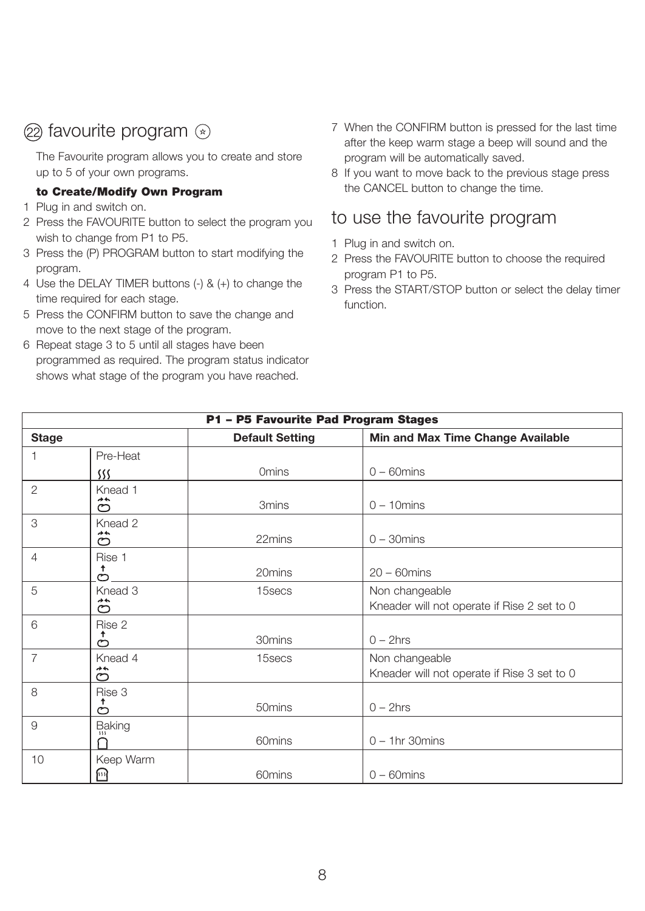## (22) favourite program

The Favourite program allows you to create and store up to 5 of your own programs.

**to Create/Modify Own Program**

1 Plug in and switch on.
2 Press the FAVOURITE button to select the program you wish to change from P1 to P5.
3 Press the (P) PROGRAM button to start modifying the program.
4 Use the DELAY TIMER buttons (-) & (+) to change the time required for each stage.
5 Press the CONFIRM button to save the change and move to the next stage of the program.
6 Repeat stage 3 to 5 until all stages have been programmed as required. The program status indicator shows what stage of the program you have reached.
7 When the CONFIRM button is pressed for the last time after the keep warm stage a beep will sound and the program will be automatically saved.
8 If you want to move back to the previous stage press the CANCEL button to change the time.

## to use the favourite program

1 Plug in and switch on.
2 Press the FAVOURITE button to choose the required program P1 to P5.
3 Press the START/STOP button or select the delay timer function.

| **P1 – P5 Favourite Pad Program Stages** | | | |
|---|---|---|---|
| **Stage** | | **Default Setting** | **Min and Max Time Change Available** |
| 1 | Pre-Heat | 0mins | 0 – 60mins |
| 2 | Knead 1 | 3mins | 0 – 10mins |
| 3 | Knead 2 | 22mins | 0 – 30mins |
| 4 | Rise 1 | 20mins | 20 – 60mins |
| 5 | Knead 3 | 15secs | Non changeable<br>Kneader will not operate if Rise 2 set to 0 |
| 6 | Rise 2 | 30mins | 0 – 2hrs |
| 7 | Knead 4 | 15secs | Non changeable<br>Kneader will not operate if Rise 3 set to 0 |
| 8 | Rise 3 | 50mins | 0 – 2hrs |
| 9 | Baking | 60mins | 0 – 1hr 30mins |
| 10 | Keep Warm | 60mins | 0 – 60mins |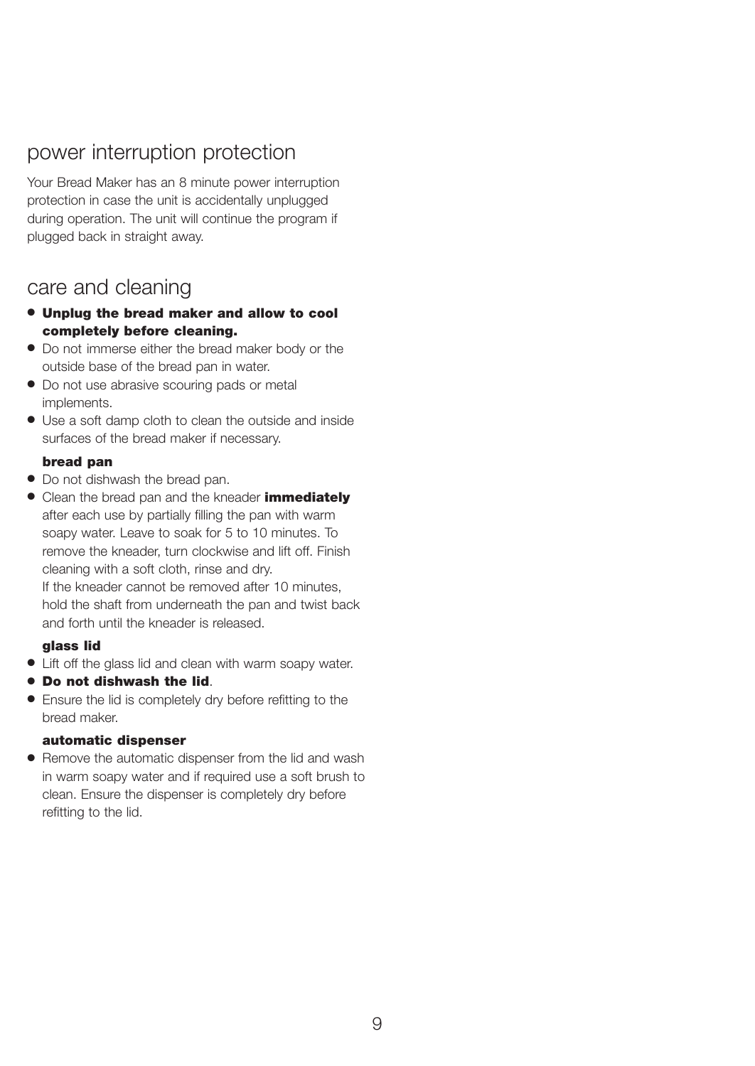## power interruption protection

Your Bread Maker has an 8 minute power interruption protection in case the unit is accidentally unplugged during operation. The unit will continue the program if plugged back in straight away.

## care and cleaning

- **Unplug the bread maker and allow to cool completely before cleaning.**
- Do not immerse either the bread maker body or the outside base of the bread pan in water.
- Do not use abrasive scouring pads or metal implements.
- Use a soft damp cloth to clean the outside and inside surfaces of the bread maker if necessary.

**bread pan**

- Do not dishwash the bread pan.
- Clean the bread pan and the kneader **immediately** after each use by partially filling the pan with warm soapy water. Leave to soak for 5 to 10 minutes. To remove the kneader, turn clockwise and lift off. Finish cleaning with a soft cloth, rinse and dry.
  If the kneader cannot be removed after 10 minutes, hold the shaft from underneath the pan and twist back and forth until the kneader is released.

**glass lid**

- Lift off the glass lid and clean with warm soapy water.
- **Do not dishwash the lid**.
- Ensure the lid is completely dry before refitting to the bread maker.

**automatic dispenser**

- Remove the automatic dispenser from the lid and wash in warm soapy water and if required use a soft brush to clean. Ensure the dispenser is completely dry before refitting to the lid.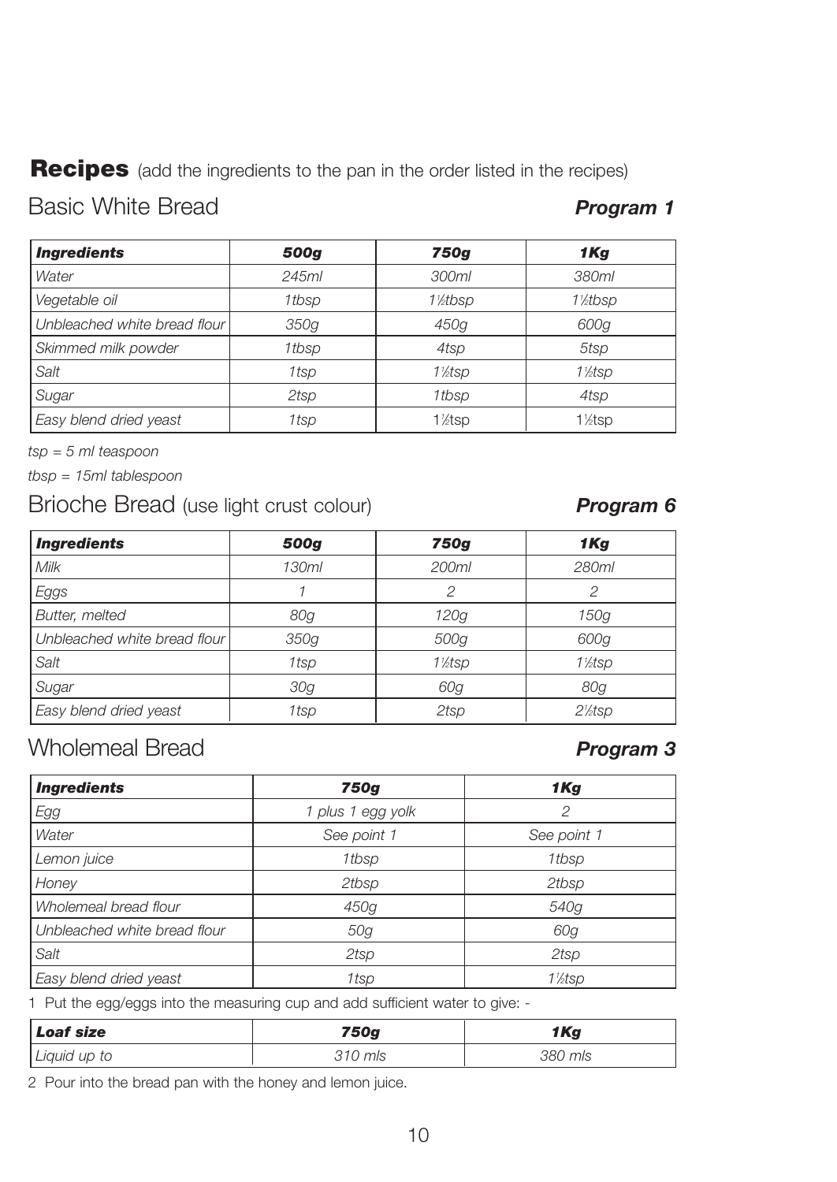# **Recipes** (add the ingredients to the pan in the order listed in the recipes)

## Basic White Bread — ***Program 1***

| ***Ingredients*** | ***500g*** | ***750g*** | ***1Kg*** |
|---|---|---|---|
| *Water* | *245ml* | *300ml* | *380ml* |
| *Vegetable oil* | *1tbsp* | *1½tbsp* | *1½tbsp* |
| *Unbleached white bread flour* | *350g* | *450g* | *600g* |
| *Skimmed milk powder* | *1tbsp* | *4tsp* | *5tsp* |
| *Salt* | *1tsp* | *1½tsp* | *1½tsp* |
| *Sugar* | *2tsp* | *1tbsp* | *4tsp* |
| *Easy blend dried yeast* | *1tsp* | 1½tsp | 1½tsp |

*tsp = 5 ml teaspoon*

*tbsp = 15ml tablespoon*

## Brioche Bread (use light crust colour) — ***Program 6***

| ***Ingredients*** | ***500g*** | ***750g*** | ***1Kg*** |
|---|---|---|---|
| *Milk* | *130ml* | *200ml* | *280ml* |
| *Eggs* | *1* | *2* | *2* |
| *Butter, melted* | *80g* | *120g* | *150g* |
| *Unbleached white bread flour* | *350g* | *500g* | *600g* |
| *Salt* | *1tsp* | *1½tsp* | *1½tsp* |
| *Sugar* | *30g* | *60g* | *80g* |
| *Easy blend dried yeast* | *1tsp* | *2tsp* | *2½tsp* |

## Wholemeal Bread — ***Program 3***

| ***Ingredients*** | ***750g*** | ***1Kg*** |
|---|---|---|
| *Egg* | *1 plus 1 egg yolk* | *2* |
| *Water* | *See point 1* | *See point 1* |
| *Lemon juice* | *1tbsp* | *1tbsp* |
| *Honey* | *2tbsp* | *2tbsp* |
| *Wholemeal bread flour* | *450g* | *540g* |
| *Unbleached white bread flour* | *50g* | *60g* |
| *Salt* | *2tsp* | *2tsp* |
| *Easy blend dried yeast* | *1tsp* | *1½tsp* |

1 Put the egg/eggs into the measuring cup and add sufficient water to give: -

| ***Loaf size*** | ***750g*** | ***1Kg*** |
|---|---|---|
| *Liquid up to* | *310 mls* | *380 mls* |

2 Pour into the bread pan with the honey and lemon juice.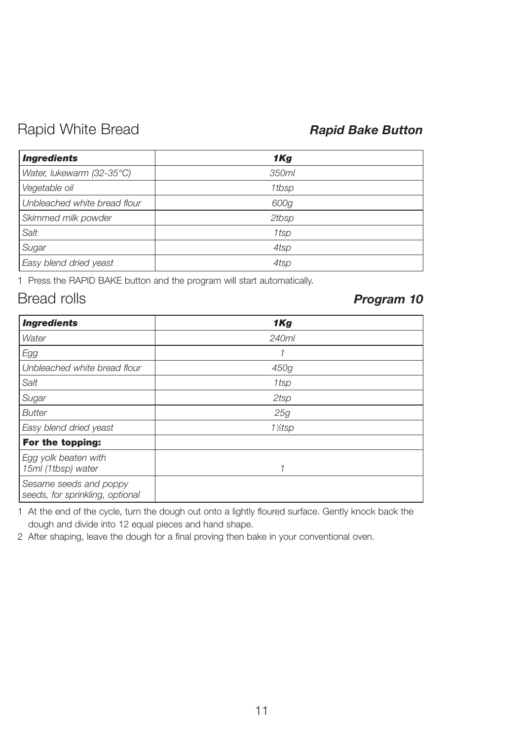## Rapid White Bread

***Rapid Bake Button***

| ***Ingredients*** | ***1Kg*** |
|---|---|
| *Water, lukewarm (32-35°C)* | *350ml* |
| *Vegetable oil* | *1tbsp* |
| *Unbleached white bread flour* | *600g* |
| *Skimmed milk powder* | *2tbsp* |
| *Salt* | *1tsp* |
| *Sugar* | *4tsp* |
| *Easy blend dried yeast* | *4tsp* |

1 Press the RAPID BAKE button and the program will start automatically.

## Bread rolls

***Program 10***

| ***Ingredients*** | ***1Kg*** |
|---|---|
| *Water* | *240ml* |
| *Egg* | *1* |
| *Unbleached white bread flour* | *450g* |
| *Salt* | *1tsp* |
| *Sugar* | *2tsp* |
| *Butter* | *25g* |
| *Easy blend dried yeast* | *1½tsp* |
| **For the topping:** | |
| *Egg yolk beaten with 15ml (1tbsp) water* | *1* |
| *Sesame seeds and poppy seeds, for sprinkling, optional* | |

1 At the end of the cycle, turn the dough out onto a lightly floured surface. Gently knock back the dough and divide into 12 equal pieces and hand shape.

2 After shaping, leave the dough for a final proving then bake in your conventional oven.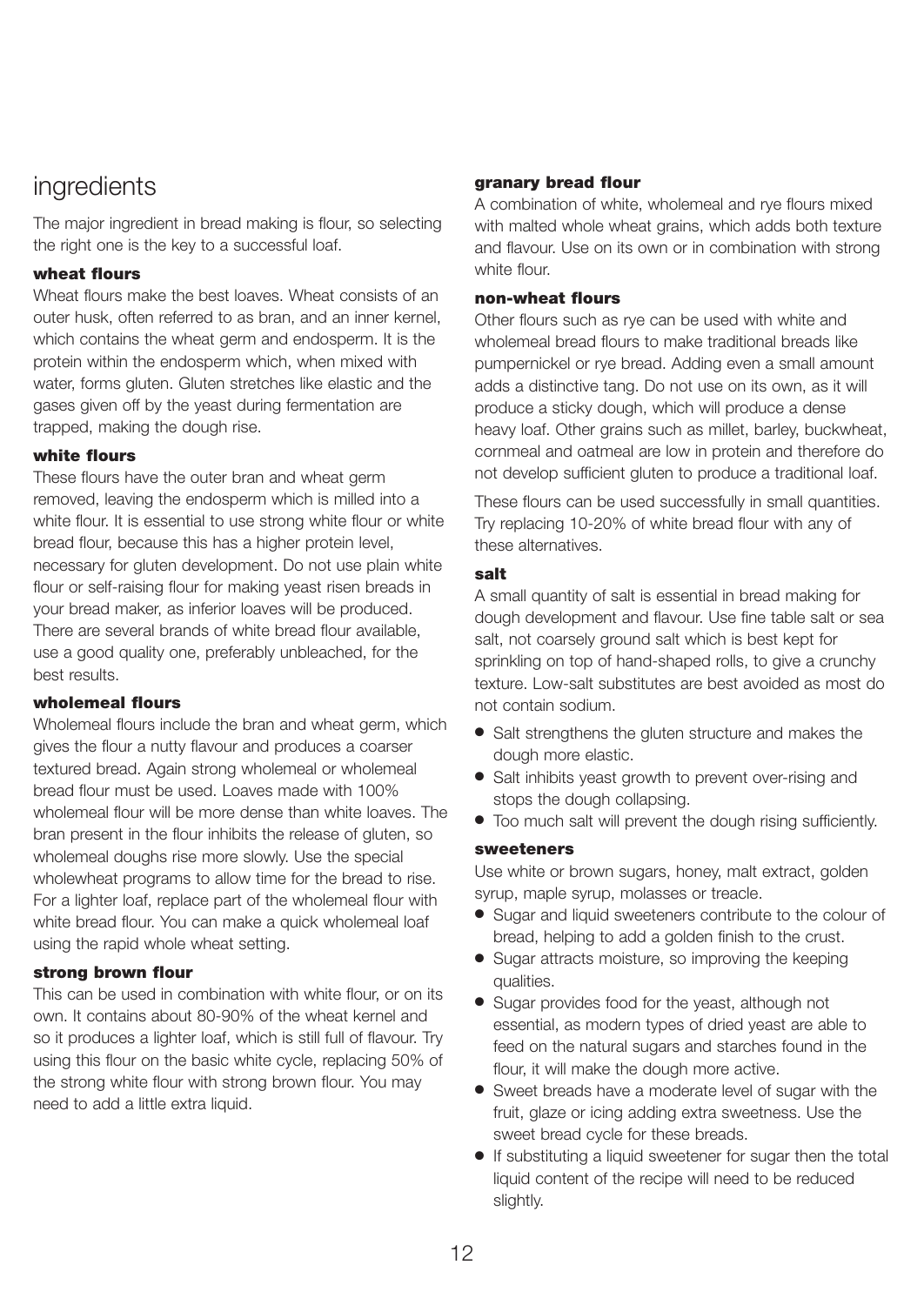# ingredients

The major ingredient in bread making is flour, so selecting the right one is the key to a successful loaf.

### wheat flours

Wheat flours make the best loaves. Wheat consists of an outer husk, often referred to as bran, and an inner kernel, which contains the wheat germ and endosperm. It is the protein within the endosperm which, when mixed with water, forms gluten. Gluten stretches like elastic and the gases given off by the yeast during fermentation are trapped, making the dough rise.

### white flours

These flours have the outer bran and wheat germ removed, leaving the endosperm which is milled into a white flour. It is essential to use strong white flour or white bread flour, because this has a higher protein level, necessary for gluten development. Do not use plain white flour or self-raising flour for making yeast risen breads in your bread maker, as inferior loaves will be produced. There are several brands of white bread flour available, use a good quality one, preferably unbleached, for the best results.

### wholemeal flours

Wholemeal flours include the bran and wheat germ, which gives the flour a nutty flavour and produces a coarser textured bread. Again strong wholemeal or wholemeal bread flour must be used. Loaves made with 100% wholemeal flour will be more dense than white loaves. The bran present in the flour inhibits the release of gluten, so wholemeal doughs rise more slowly. Use the special wholewheat programs to allow time for the bread to rise. For a lighter loaf, replace part of the wholemeal flour with white bread flour. You can make a quick wholemeal loaf using the rapid whole wheat setting.

### strong brown flour

This can be used in combination with white flour, or on its own. It contains about 80-90% of the wheat kernel and so it produces a lighter loaf, which is still full of flavour. Try using this flour on the basic white cycle, replacing 50% of the strong white flour with strong brown flour. You may need to add a little extra liquid.

### granary bread flour

A combination of white, wholemeal and rye flours mixed with malted whole wheat grains, which adds both texture and flavour. Use on its own or in combination with strong white flour.

### non-wheat flours

Other flours such as rye can be used with white and wholemeal bread flours to make traditional breads like pumpernickel or rye bread. Adding even a small amount adds a distinctive tang. Do not use on its own, as it will produce a sticky dough, which will produce a dense heavy loaf. Other grains such as millet, barley, buckwheat, cornmeal and oatmeal are low in protein and therefore do not develop sufficient gluten to produce a traditional loaf.

These flours can be used successfully in small quantities. Try replacing 10-20% of white bread flour with any of these alternatives.

### salt

A small quantity of salt is essential in bread making for dough development and flavour. Use fine table salt or sea salt, not coarsely ground salt which is best kept for sprinkling on top of hand-shaped rolls, to give a crunchy texture. Low-salt substitutes are best avoided as most do not contain sodium.

- Salt strengthens the gluten structure and makes the dough more elastic.
- Salt inhibits yeast growth to prevent over-rising and stops the dough collapsing.
- Too much salt will prevent the dough rising sufficiently.

### sweeteners

Use white or brown sugars, honey, malt extract, golden syrup, maple syrup, molasses or treacle.

- Sugar and liquid sweeteners contribute to the colour of bread, helping to add a golden finish to the crust.
- Sugar attracts moisture, so improving the keeping qualities.
- Sugar provides food for the yeast, although not essential, as modern types of dried yeast are able to feed on the natural sugars and starches found in the flour, it will make the dough more active.
- Sweet breads have a moderate level of sugar with the fruit, glaze or icing adding extra sweetness. Use the sweet bread cycle for these breads.
- If substituting a liquid sweetener for sugar then the total liquid content of the recipe will need to be reduced slightly.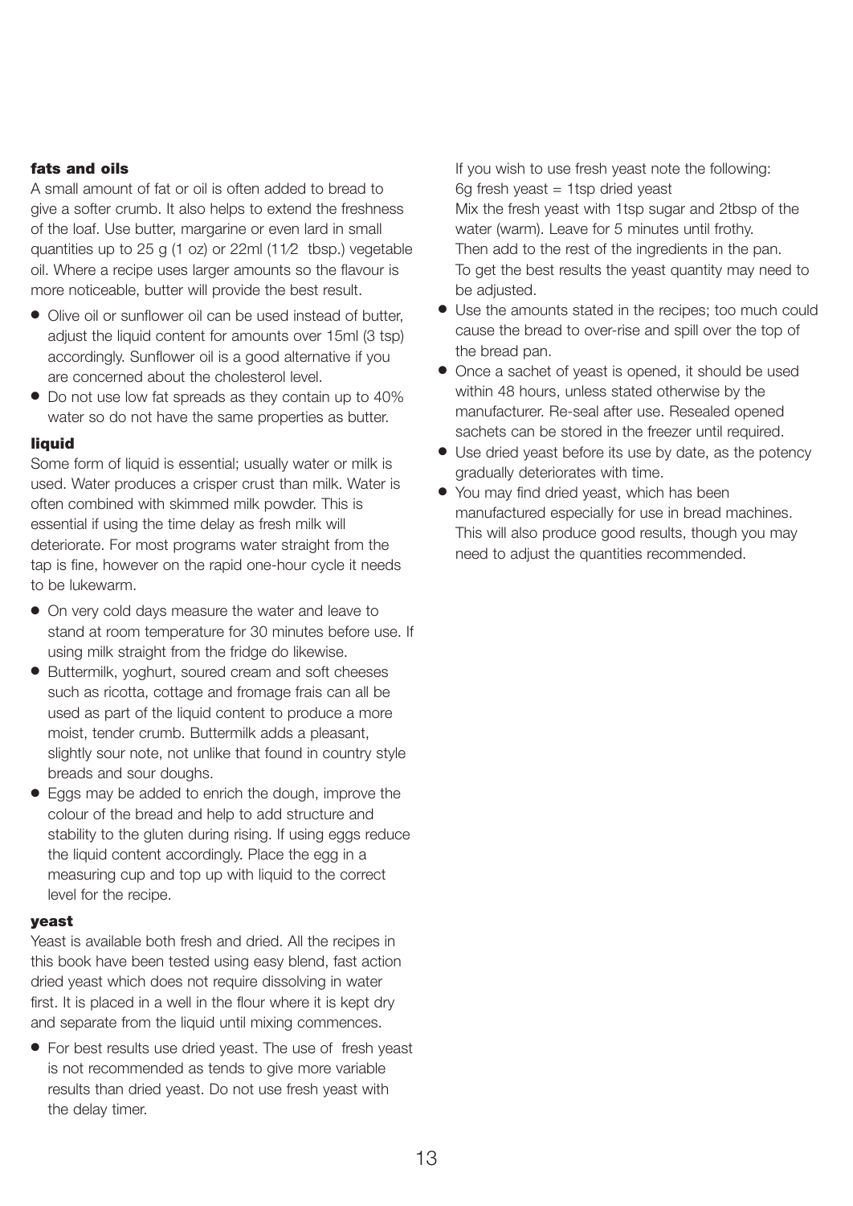### fats and oils

A small amount of fat or oil is often added to bread to give a softer crumb. It also helps to extend the freshness of the loaf. Use butter, margarine or even lard in small quantities up to 25 g (1 oz) or 22ml (11⁄2 tbsp.) vegetable oil. Where a recipe uses larger amounts so the flavour is more noticeable, butter will provide the best result.

- Olive oil or sunflower oil can be used instead of butter, adjust the liquid content for amounts over 15ml (3 tsp) accordingly. Sunflower oil is a good alternative if you are concerned about the cholesterol level.
- Do not use low fat spreads as they contain up to 40% water so do not have the same properties as butter.

### liquid

Some form of liquid is essential; usually water or milk is used. Water produces a crisper crust than milk. Water is often combined with skimmed milk powder. This is essential if using the time delay as fresh milk will deteriorate. For most programs water straight from the tap is fine, however on the rapid one-hour cycle it needs to be lukewarm.

- On very cold days measure the water and leave to stand at room temperature for 30 minutes before use. If using milk straight from the fridge do likewise.
- Buttermilk, yoghurt, soured cream and soft cheeses such as ricotta, cottage and fromage frais can all be used as part of the liquid content to produce a more moist, tender crumb. Buttermilk adds a pleasant, slightly sour note, not unlike that found in country style breads and sour doughs.
- Eggs may be added to enrich the dough, improve the colour of the bread and help to add structure and stability to the gluten during rising. If using eggs reduce the liquid content accordingly. Place the egg in a measuring cup and top up with liquid to the correct level for the recipe.

### yeast

Yeast is available both fresh and dried. All the recipes in this book have been tested using easy blend, fast action dried yeast which does not require dissolving in water first. It is placed in a well in the flour where it is kept dry and separate from the liquid until mixing commences.

- For best results use dried yeast. The use of fresh yeast is not recommended as tends to give more variable results than dried yeast. Do not use fresh yeast with the delay timer.

  If you wish to use fresh yeast note the following:
  6g fresh yeast = 1tsp dried yeast
  Mix the fresh yeast with 1tsp sugar and 2tbsp of the water (warm). Leave for 5 minutes until frothy. Then add to the rest of the ingredients in the pan. To get the best results the yeast quantity may need to be adjusted.
- Use the amounts stated in the recipes; too much could cause the bread to over-rise and spill over the top of the bread pan.
- Once a sachet of yeast is opened, it should be used within 48 hours, unless stated otherwise by the manufacturer. Re-seal after use. Resealed opened sachets can be stored in the freezer until required.
- Use dried yeast before its use by date, as the potency gradually deteriorates with time.
- You may find dried yeast, which has been manufactured especially for use in bread machines. This will also produce good results, though you may need to adjust the quantities recommended.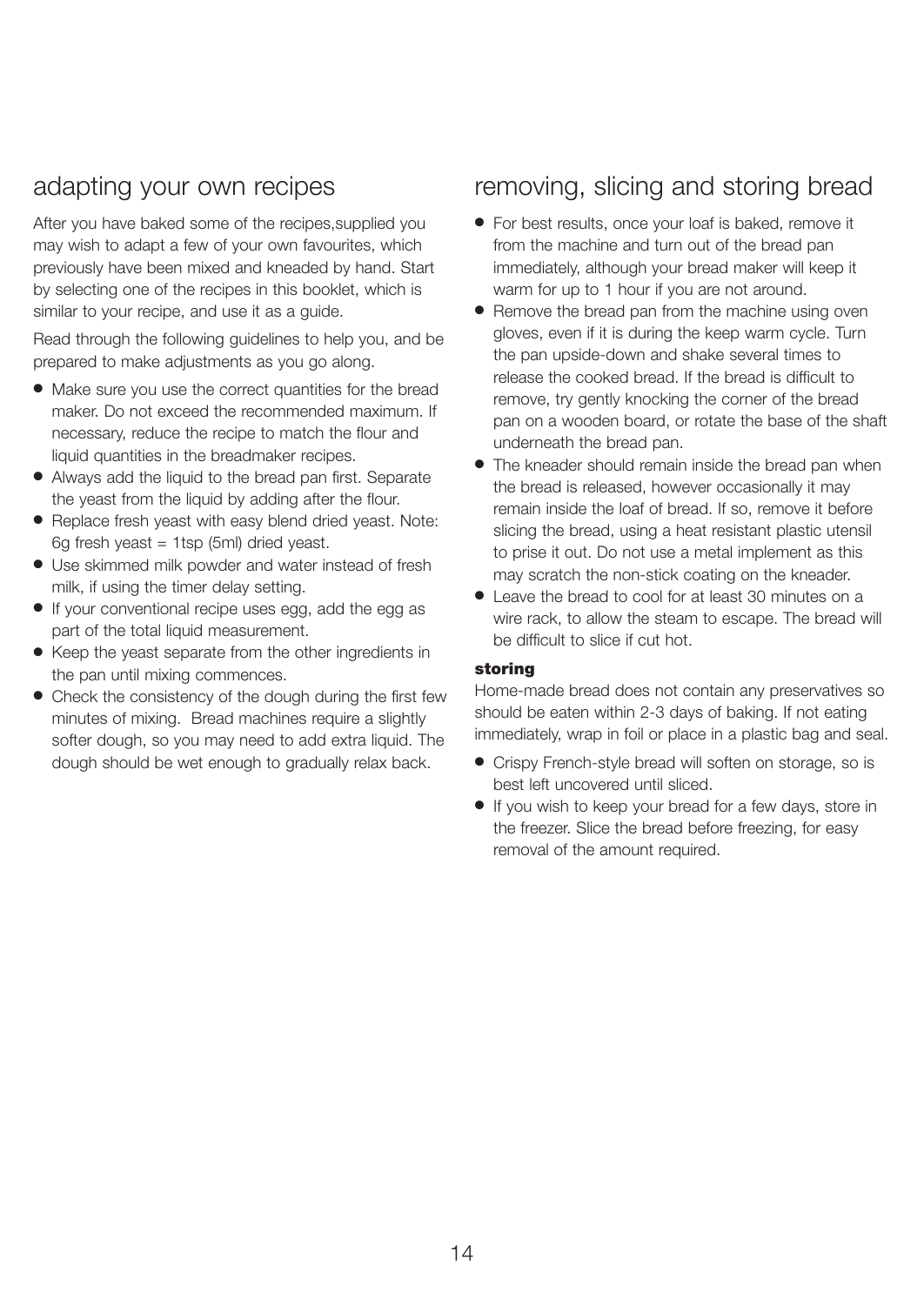## adapting your own recipes

After you have baked some of the recipes,supplied you may wish to adapt a few of your own favourites, which previously have been mixed and kneaded by hand. Start by selecting one of the recipes in this booklet, which is similar to your recipe, and use it as a guide.

Read through the following guidelines to help you, and be prepared to make adjustments as you go along.

- Make sure you use the correct quantities for the bread maker. Do not exceed the recommended maximum. If necessary, reduce the recipe to match the flour and liquid quantities in the breadmaker recipes.
- Always add the liquid to the bread pan first. Separate the yeast from the liquid by adding after the flour.
- Replace fresh yeast with easy blend dried yeast. Note: 6g fresh yeast = 1tsp (5ml) dried yeast.
- Use skimmed milk powder and water instead of fresh milk, if using the timer delay setting.
- If your conventional recipe uses egg, add the egg as part of the total liquid measurement.
- Keep the yeast separate from the other ingredients in the pan until mixing commences.
- Check the consistency of the dough during the first few minutes of mixing. Bread machines require a slightly softer dough, so you may need to add extra liquid. The dough should be wet enough to gradually relax back.

## removing, slicing and storing bread

- For best results, once your loaf is baked, remove it from the machine and turn out of the bread pan immediately, although your bread maker will keep it warm for up to 1 hour if you are not around.
- Remove the bread pan from the machine using oven gloves, even if it is during the keep warm cycle. Turn the pan upside-down and shake several times to release the cooked bread. If the bread is difficult to remove, try gently knocking the corner of the bread pan on a wooden board, or rotate the base of the shaft underneath the bread pan.
- The kneader should remain inside the bread pan when the bread is released, however occasionally it may remain inside the loaf of bread. If so, remove it before slicing the bread, using a heat resistant plastic utensil to prise it out. Do not use a metal implement as this may scratch the non-stick coating on the kneader.
- Leave the bread to cool for at least 30 minutes on a wire rack, to allow the steam to escape. The bread will be difficult to slice if cut hot.

### storing

Home-made bread does not contain any preservatives so should be eaten within 2-3 days of baking. If not eating immediately, wrap in foil or place in a plastic bag and seal.

- Crispy French-style bread will soften on storage, so is best left uncovered until sliced.
- If you wish to keep your bread for a few days, store in the freezer. Slice the bread before freezing, for easy removal of the amount required.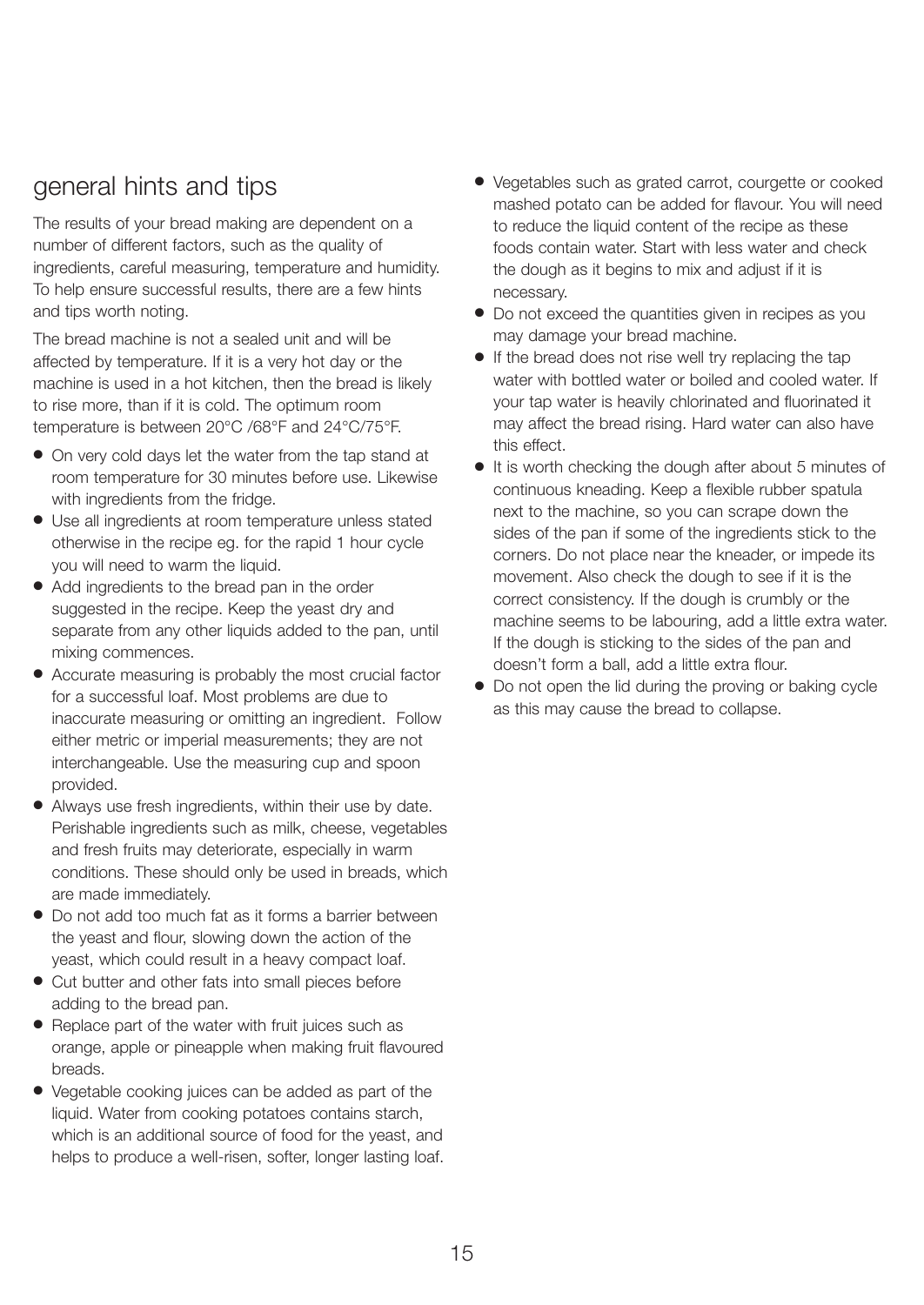## general hints and tips

The results of your bread making are dependent on a number of different factors, such as the quality of ingredients, careful measuring, temperature and humidity. To help ensure successful results, there are a few hints and tips worth noting.

The bread machine is not a sealed unit and will be affected by temperature. If it is a very hot day or the machine is used in a hot kitchen, then the bread is likely to rise more, than if it is cold. The optimum room temperature is between 20°C /68°F and 24°C/75°F.

- On very cold days let the water from the tap stand at room temperature for 30 minutes before use. Likewise with ingredients from the fridge.
- Use all ingredients at room temperature unless stated otherwise in the recipe eg. for the rapid 1 hour cycle you will need to warm the liquid.
- Add ingredients to the bread pan in the order suggested in the recipe. Keep the yeast dry and separate from any other liquids added to the pan, until mixing commences.
- Accurate measuring is probably the most crucial factor for a successful loaf. Most problems are due to inaccurate measuring or omitting an ingredient. Follow either metric or imperial measurements; they are not interchangeable. Use the measuring cup and spoon provided.
- Always use fresh ingredients, within their use by date. Perishable ingredients such as milk, cheese, vegetables and fresh fruits may deteriorate, especially in warm conditions. These should only be used in breads, which are made immediately.
- Do not add too much fat as it forms a barrier between the yeast and flour, slowing down the action of the yeast, which could result in a heavy compact loaf.
- Cut butter and other fats into small pieces before adding to the bread pan.
- Replace part of the water with fruit juices such as orange, apple or pineapple when making fruit flavoured breads.
- Vegetable cooking juices can be added as part of the liquid. Water from cooking potatoes contains starch, which is an additional source of food for the yeast, and helps to produce a well-risen, softer, longer lasting loaf.
- Vegetables such as grated carrot, courgette or cooked mashed potato can be added for flavour. You will need to reduce the liquid content of the recipe as these foods contain water. Start with less water and check the dough as it begins to mix and adjust if it is necessary.
- Do not exceed the quantities given in recipes as you may damage your bread machine.
- If the bread does not rise well try replacing the tap water with bottled water or boiled and cooled water. If your tap water is heavily chlorinated and fluorinated it may affect the bread rising. Hard water can also have this effect.
- It is worth checking the dough after about 5 minutes of continuous kneading. Keep a flexible rubber spatula next to the machine, so you can scrape down the sides of the pan if some of the ingredients stick to the corners. Do not place near the kneader, or impede its movement. Also check the dough to see if it is the correct consistency. If the dough is crumbly or the machine seems to be labouring, add a little extra water. If the dough is sticking to the sides of the pan and doesn't form a ball, add a little extra flour.
- Do not open the lid during the proving or baking cycle as this may cause the bread to collapse.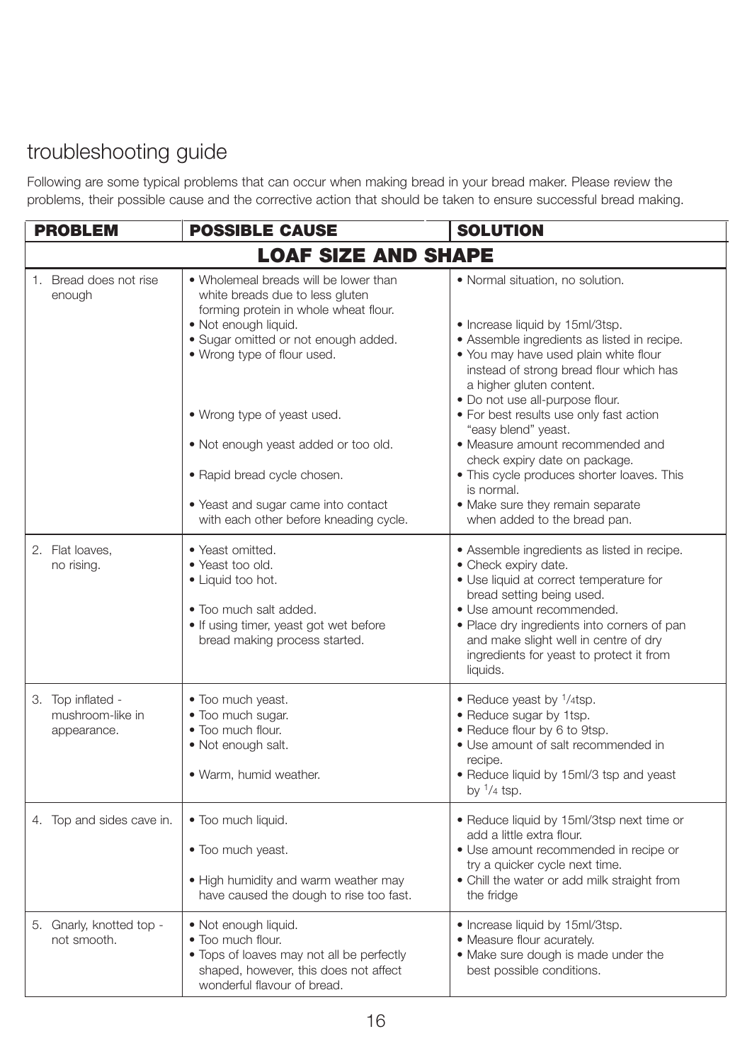## troubleshooting guide

Following are some typical problems that can occur when making bread in your bread maker. Please review the problems, their possible cause and the corrective action that should be taken to ensure successful bread making.

| PROBLEM | POSSIBLE CAUSE | SOLUTION |
|---|---|---|
| **LOAF SIZE AND SHAPE** | | |
| 1. Bread does not rise enough | • Wholemeal breads will be lower than white breads due to less gluten forming protein in whole wheat flour. | • Normal situation, no solution. |
| | • Not enough liquid. | • Increase liquid by 15ml/3tsp. |
| | • Sugar omitted or not enough added. | • Assemble ingredients as listed in recipe. |
| | • Wrong type of flour used. | • You may have used plain white flour instead of strong bread flour which has a higher gluten content.<br>• Do not use all-purpose flour. |
| | • Wrong type of yeast used. | • For best results use only fast action "easy blend" yeast. |
| | • Not enough yeast added or too old. | • Measure amount recommended and check expiry date on package. |
| | • Rapid bread cycle chosen. | • This cycle produces shorter loaves. This is normal. |
| | • Yeast and sugar came into contact with each other before kneading cycle. | • Make sure they remain separate when added to the bread pan. |
| 2. Flat loaves, no rising. | • Yeast omitted. | • Assemble ingredients as listed in recipe. |
| | • Yeast too old. | • Check expiry date. |
| | • Liquid too hot. | • Use liquid at correct temperature for bread setting being used. |
| | • Too much salt added. | • Use amount recommended. |
| | • If using timer, yeast got wet before bread making process started. | • Place dry ingredients into corners of pan and make slight well in centre of dry ingredients for yeast to protect it from liquids. |
| 3. Top inflated - mushroom-like in appearance. | • Too much yeast. | • Reduce yeast by 1/4tsp. |
| | • Too much sugar. | • Reduce sugar by 1tsp. |
| | • Too much flour. | • Reduce flour by 6 to 9tsp. |
| | • Not enough salt. | • Use amount of salt recommended in recipe. |
| | • Warm, humid weather. | • Reduce liquid by 15ml/3 tsp and yeast by 1/4 tsp. |
| 4. Top and sides cave in. | • Too much liquid. | • Reduce liquid by 15ml/3tsp next time or add a little extra flour. |
| | • Too much yeast. | • Use amount recommended in recipe or try a quicker cycle next time. |
| | • High humidity and warm weather may have caused the dough to rise too fast. | • Chill the water or add milk straight from the fridge |
| 5. Gnarly, knotted top - not smooth. | • Not enough liquid. | • Increase liquid by 15ml/3tsp. |
| | • Too much flour. | • Measure flour acurately. |
| | • Tops of loaves may not all be perfectly shaped, however, this does not affect wonderful flavour of bread. | • Make sure dough is made under the best possible conditions. |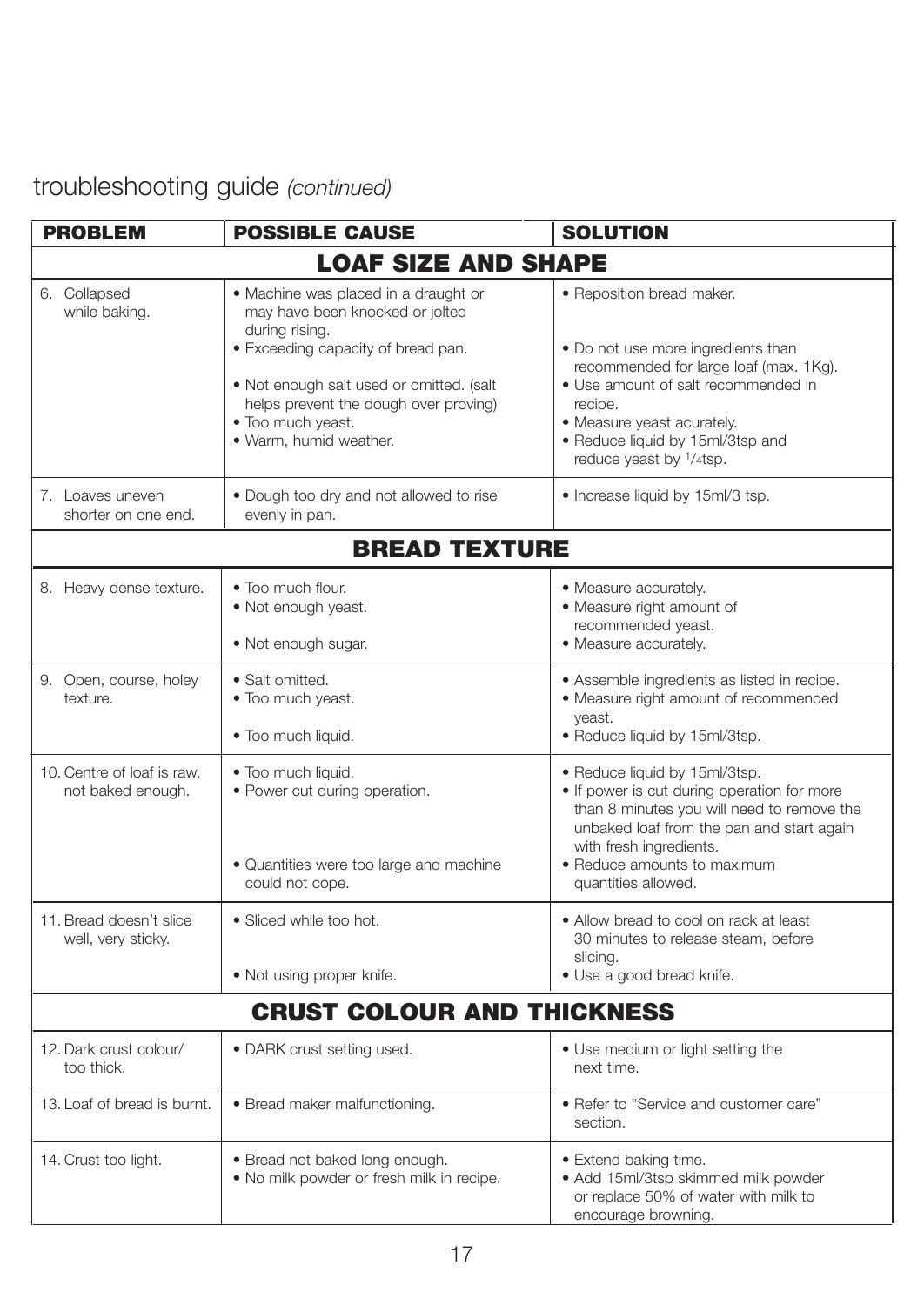## troubleshooting guide *(continued)*

| PROBLEM | POSSIBLE CAUSE | SOLUTION |
|---|---|---|
| **LOAF SIZE AND SHAPE** | | |
| 6. Collapsed while baking. | • Machine was placed in a draught or may have been knocked or jolted during rising.<br>• Exceeding capacity of bread pan.<br>• Not enough salt used or omitted. (salt helps prevent the dough over proving)<br>• Too much yeast.<br>• Warm, humid weather. | • Reposition bread maker.<br>• Do not use more ingredients than recommended for large loaf (max. 1Kg).<br>• Use amount of salt recommended in recipe.<br>• Measure yeast acurately.<br>• Reduce liquid by 15ml/3tsp and reduce yeast by 1/4tsp. |
| 7. Loaves uneven shorter on one end. | • Dough too dry and not allowed to rise evenly in pan. | • Increase liquid by 15ml/3 tsp. |
| **BREAD TEXTURE** | | |
| 8. Heavy dense texture. | • Too much flour.<br>• Not enough yeast.<br>• Not enough sugar. | • Measure accurately.<br>• Measure right amount of recommended yeast.<br>• Measure accurately. |
| 9. Open, course, holey texture. | • Salt omitted.<br>• Too much yeast.<br>• Too much liquid. | • Assemble ingredients as listed in recipe.<br>• Measure right amount of recommended yeast.<br>• Reduce liquid by 15ml/3tsp. |
| 10. Centre of loaf is raw, not baked enough. | • Too much liquid.<br>• Power cut during operation.<br>• Quantities were too large and machine could not cope. | • Reduce liquid by 15ml/3tsp.<br>• If power is cut during operation for more than 8 minutes you will need to remove the unbaked loaf from the pan and start again with fresh ingredients.<br>• Reduce amounts to maximum quantities allowed. |
| 11. Bread doesn't slice well, very sticky. | • Sliced while too hot.<br>• Not using proper knife. | • Allow bread to cool on rack at least 30 minutes to release steam, before slicing.<br>• Use a good bread knife. |
| **CRUST COLOUR AND THICKNESS** | | |
| 12. Dark crust colour/ too thick. | • DARK crust setting used. | • Use medium or light setting the next time. |
| 13. Loaf of bread is burnt. | • Bread maker malfunctioning. | • Refer to "Service and customer care" section. |
| 14. Crust too light. | • Bread not baked long enough.<br>• No milk powder or fresh milk in recipe. | • Extend baking time.<br>• Add 15ml/3tsp skimmed milk powder or replace 50% of water with milk to encourage browning. |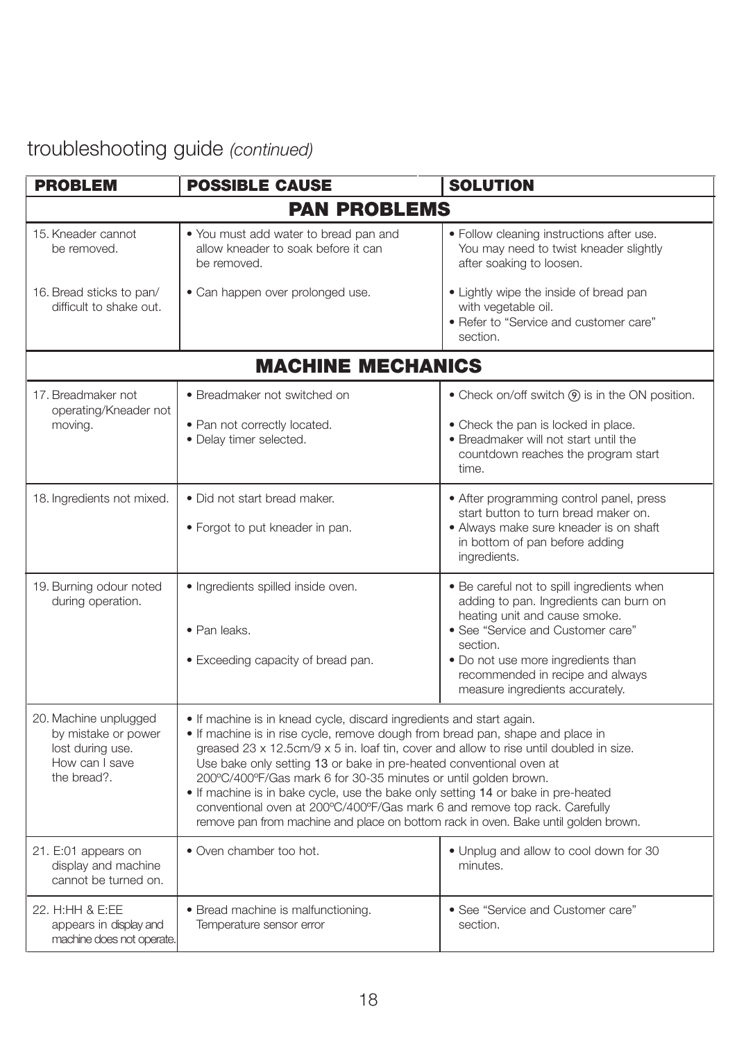# troubleshooting guide *(continued)*

| PROBLEM | POSSIBLE CAUSE | SOLUTION |
|---|---|---|
| **PAN PROBLEMS** | | |
| 15. Kneader cannot be removed. | • You must add water to bread pan and allow kneader to soak before it can be removed. | • Follow cleaning instructions after use. You may need to twist kneader slightly after soaking to loosen. |
| 16. Bread sticks to pan/ difficult to shake out. | • Can happen over prolonged use. | • Lightly wipe the inside of bread pan with vegetable oil.<br>• Refer to "Service and customer care" section. |
| **MACHINE MECHANICS** | | |
| 17. Breadmaker not operating/Kneader not moving. | • Breadmaker not switched on<br>• Pan not correctly located.<br>• Delay timer selected. | • Check on/off switch ⑨ is in the ON position.<br>• Check the pan is locked in place.<br>• Breadmaker will not start until the countdown reaches the program start time. |
| 18. Ingredients not mixed. | • Did not start bread maker.<br>• Forgot to put kneader in pan. | • After programming control panel, press start button to turn bread maker on.<br>• Always make sure kneader is on shaft in bottom of pan before adding ingredients. |
| 19. Burning odour noted during operation. | • Ingredients spilled inside oven.<br>• Pan leaks.<br>• Exceeding capacity of bread pan. | • Be careful not to spill ingredients when adding to pan. Ingredients can burn on heating unit and cause smoke.<br>• See "Service and Customer care" section.<br>• Do not use more ingredients than recommended in recipe and always measure ingredients accurately. |
| 20. Machine unplugged by mistake or power lost during use. How can I save the bread?. | • If machine is in knead cycle, discard ingredients and start again.<br>• If machine is in rise cycle, remove dough from bread pan, shape and place in greased 23 x 12.5cm/9 x 5 in. loaf tin, cover and allow to rise until doubled in size. Use bake only setting 13 or bake in pre-heated conventional oven at 200ºC/400ºF/Gas mark 6 for 30-35 minutes or until golden brown.<br>• If machine is in bake cycle, use the bake only setting 14 or bake in pre-heated conventional oven at 200ºC/400ºF/Gas mark 6 and remove top rack. Carefully remove pan from machine and place on bottom rack in oven. Bake until golden brown. | |
| 21. E:01 appears on display and machine cannot be turned on. | • Oven chamber too hot. | • Unplug and allow to cool down for 30 minutes. |
| 22. H:HH & E:EE appears in display and machine does not operate. | • Bread machine is malfunctioning. Temperature sensor error | • See "Service and Customer care" section. |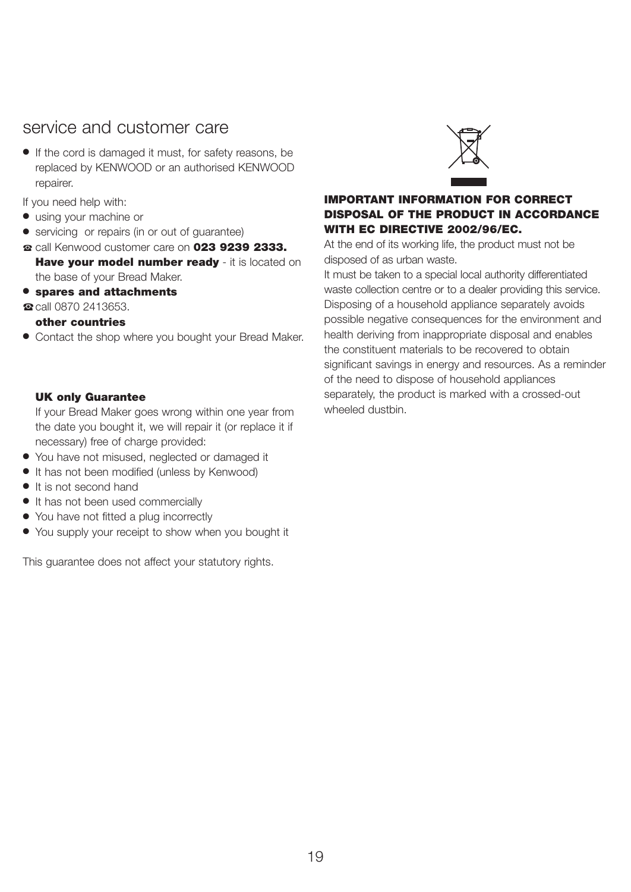## service and customer care

- If the cord is damaged it must, for safety reasons, be replaced by KENWOOD or an authorised KENWOOD repairer.

If you need help with:

- using your machine or
- servicing or repairs (in or out of guarantee)

☎ call Kenwood customer care on **023 9239 2333. Have your model number ready** - it is located on the base of your Bread Maker.

- **spares and attachments**

☎ call 0870 2413653.

**other countries**

- Contact the shop where you bought your Bread Maker.

**UK only Guarantee**

If your Bread Maker goes wrong within one year from the date you bought it, we will repair it (or replace it if necessary) free of charge provided:

- You have not misused, neglected or damaged it
- It has not been modified (unless by Kenwood)
- It is not second hand
- It has not been used commercially
- You have not fitted a plug incorrectly
- You supply your receipt to show when you bought it

This guarantee does not affect your statutory rights.

**IMPORTANT INFORMATION FOR CORRECT DISPOSAL OF THE PRODUCT IN ACCORDANCE WITH EC DIRECTIVE 2002/96/EC.**

At the end of its working life, the product must not be disposed of as urban waste.

It must be taken to a special local authority differentiated waste collection centre or to a dealer providing this service. Disposing of a household appliance separately avoids possible negative consequences for the environment and health deriving from inappropriate disposal and enables the constituent materials to be recovered to obtain significant savings in energy and resources. As a reminder of the need to dispose of household appliances separately, the product is marked with a crossed-out wheeled dustbin.